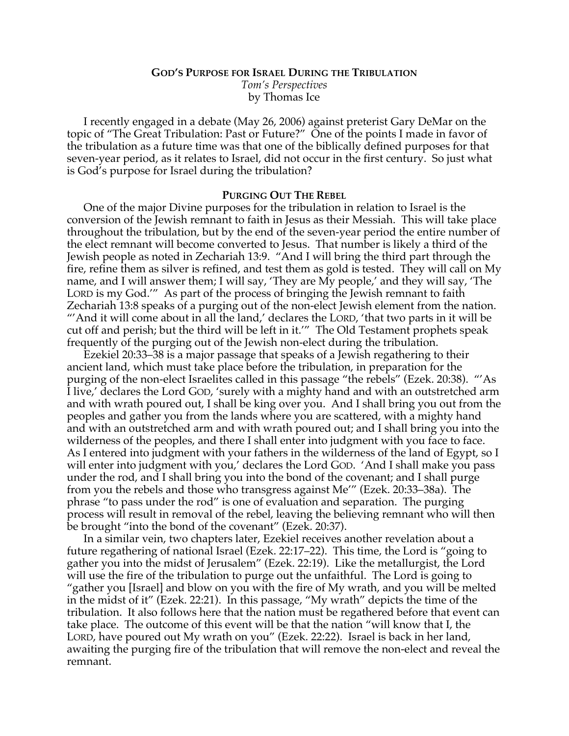# God's Purpose for Israel During the Tribulation

*Tom's Perspectives*
by Thomas Ice

I recently engaged in a debate (May 26, 2006) against preterist Gary DeMar on the topic of "The Great Tribulation: Past or Future?" One of the points I made in favor of the tribulation as a future time was that one of the biblically defined purposes for that seven-year period, as it relates to Israel, did not occur in the first century. So just what is God's purpose for Israel during the tribulation?

## Purging Out The Rebel

One of the major Divine purposes for the tribulation in relation to Israel is the conversion of the Jewish remnant to faith in Jesus as their Messiah. This will take place throughout the tribulation, but by the end of the seven-year period the entire number of the elect remnant will become converted to Jesus. That number is likely a third of the Jewish people as noted in Zechariah 13:9. "And I will bring the third part through the fire, refine them as silver is refined, and test them as gold is tested. They will call on My name, and I will answer them; I will say, 'They are My people,' and they will say, 'The LORD is my God.'" As part of the process of bringing the Jewish remnant to faith Zechariah 13:8 speaks of a purging out of the non-elect Jewish element from the nation. "'And it will come about in all the land,' declares the LORD, 'that two parts in it will be cut off and perish; but the third will be left in it.'" The Old Testament prophets speak frequently of the purging out of the Jewish non-elect during the tribulation.

Ezekiel 20:33–38 is a major passage that speaks of a Jewish regathering to their ancient land, which must take place before the tribulation, in preparation for the purging of the non-elect Israelites called in this passage "the rebels" (Ezek. 20:38). "'As I live,' declares the Lord GOD, 'surely with a mighty hand and with an outstretched arm and with wrath poured out, I shall be king over you. And I shall bring you out from the peoples and gather you from the lands where you are scattered, with a mighty hand and with an outstretched arm and with wrath poured out; and I shall bring you into the wilderness of the peoples, and there I shall enter into judgment with you face to face. As I entered into judgment with your fathers in the wilderness of the land of Egypt, so I will enter into judgment with you,' declares the Lord GOD. 'And I shall make you pass under the rod, and I shall bring you into the bond of the covenant; and I shall purge from you the rebels and those who transgress against Me'" (Ezek. 20:33–38a). The phrase "to pass under the rod" is one of evaluation and separation. The purging process will result in removal of the rebel, leaving the believing remnant who will then be brought "into the bond of the covenant" (Ezek. 20:37).

In a similar vein, two chapters later, Ezekiel receives another revelation about a future regathering of national Israel (Ezek. 22:17–22). This time, the Lord is "going to gather you into the midst of Jerusalem" (Ezek. 22:19). Like the metallurgist, the Lord will use the fire of the tribulation to purge out the unfaithful. The Lord is going to "gather you [Israel] and blow on you with the fire of My wrath, and you will be melted in the midst of it" (Ezek. 22:21). In this passage, "My wrath" depicts the time of the tribulation. It also follows here that the nation must be regathered before that event can take place. The outcome of this event will be that the nation "will know that I, the LORD, have poured out My wrath on you" (Ezek. 22:22). Israel is back in her land, awaiting the purging fire of the tribulation that will remove the non-elect and reveal the remnant.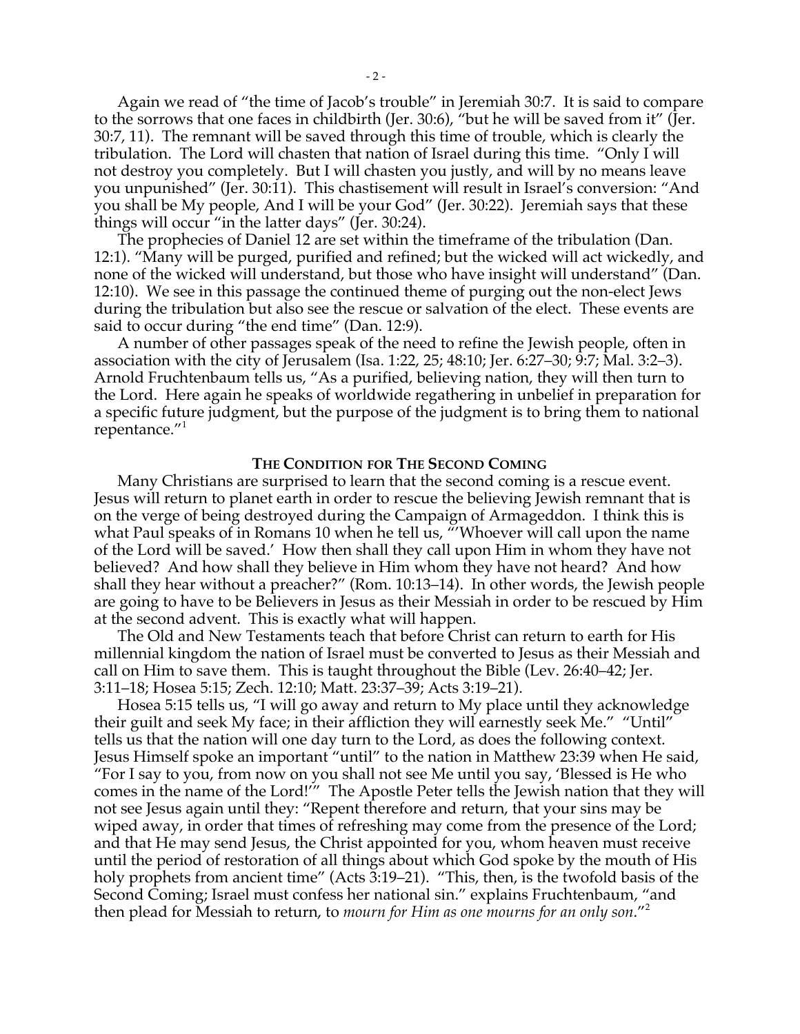Again we read of "the time of Jacob's trouble" in Jeremiah 30:7. It is said to compare to the sorrows that one faces in childbirth (Jer. 30:6), "but he will be saved from it" (Jer. 30:7, 11). The remnant will be saved through this time of trouble, which is clearly the tribulation. The Lord will chasten that nation of Israel during this time. "Only I will not destroy you completely. But I will chasten you justly, and will by no means leave you unpunished" (Jer. 30:11). This chastisement will result in Israel's conversion: "And you shall be My people, And I will be your God" (Jer. 30:22). Jeremiah says that these things will occur "in the latter days" (Jer. 30:24).

The prophecies of Daniel 12 are set within the timeframe of the tribulation (Dan. 12:1). "Many will be purged, purified and refined; but the wicked will act wickedly, and none of the wicked will understand, but those who have insight will understand" (Dan. 12:10). We see in this passage the continued theme of purging out the non-elect Jews during the tribulation but also see the rescue or salvation of the elect. These events are said to occur during "the end time" (Dan. 12:9).

A number of other passages speak of the need to refine the Jewish people, often in association with the city of Jerusalem (Isa. 1:22, 25; 48:10; Jer. 6:27–30; 9:7; Mal. 3:2–3). Arnold Fruchtenbaum tells us, "As a purified, believing nation, they will then turn to the Lord. Here again he speaks of worldwide regathering in unbelief in preparation for a specific future judgment, but the purpose of the judgment is to bring them to national repentance."[1]

### The Condition for The Second Coming

Many Christians are surprised to learn that the second coming is a rescue event. Jesus will return to planet earth in order to rescue the believing Jewish remnant that is on the verge of being destroyed during the Campaign of Armageddon. I think this is what Paul speaks of in Romans 10 when he tell us, "'Whoever will call upon the name of the Lord will be saved.' How then shall they call upon Him in whom they have not believed? And how shall they believe in Him whom they have not heard? And how shall they hear without a preacher?" (Rom. 10:13–14). In other words, the Jewish people are going to have to be Believers in Jesus as their Messiah in order to be rescued by Him at the second advent. This is exactly what will happen.

The Old and New Testaments teach that before Christ can return to earth for His millennial kingdom the nation of Israel must be converted to Jesus as their Messiah and call on Him to save them. This is taught throughout the Bible (Lev. 26:40–42; Jer. 3:11–18; Hosea 5:15; Zech. 12:10; Matt. 23:37–39; Acts 3:19–21).

Hosea 5:15 tells us, "I will go away and return to My place until they acknowledge their guilt and seek My face; in their affliction they will earnestly seek Me." "Until" tells us that the nation will one day turn to the Lord, as does the following context. Jesus Himself spoke an important "until" to the nation in Matthew 23:39 when He said, "For I say to you, from now on you shall not see Me until you say, 'Blessed is He who comes in the name of the Lord!'" The Apostle Peter tells the Jewish nation that they will not see Jesus again until they: "Repent therefore and return, that your sins may be wiped away, in order that times of refreshing may come from the presence of the Lord; and that He may send Jesus, the Christ appointed for you, whom heaven must receive until the period of restoration of all things about which God spoke by the mouth of His holy prophets from ancient time" (Acts 3:19–21). "This, then, is the twofold basis of the Second Coming; Israel must confess her national sin." explains Fruchtenbaum, "and then plead for Messiah to return, to *mourn for Him as one mourns for an only son*."[2]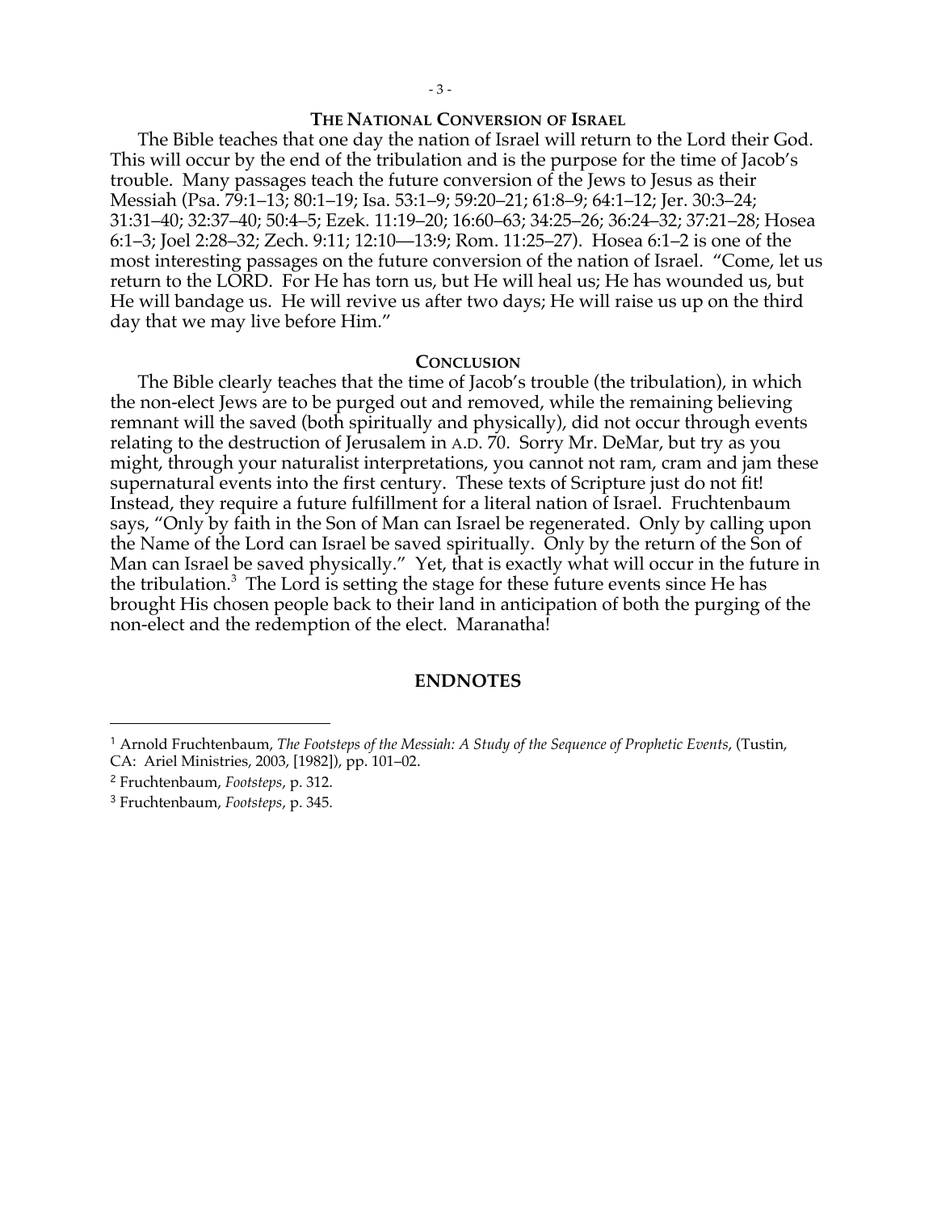## The National Conversion of Israel

The Bible teaches that one day the nation of Israel will return to the Lord their God. This will occur by the end of the tribulation and is the purpose for the time of Jacob's trouble. Many passages teach the future conversion of the Jews to Jesus as their Messiah (Psa. 79:1–13; 80:1–19; Isa. 53:1–9; 59:20–21; 61:8–9; 64:1–12; Jer. 30:3–24; 31:31–40; 32:37–40; 50:4–5; Ezek. 11:19–20; 16:60–63; 34:25–26; 36:24–32; 37:21–28; Hosea 6:1–3; Joel 2:28–32; Zech. 9:11; 12:10—13:9; Rom. 11:25–27). Hosea 6:1–2 is one of the most interesting passages on the future conversion of the nation of Israel. "Come, let us return to the LORD. For He has torn us, but He will heal us; He has wounded us, but He will bandage us. He will revive us after two days; He will raise us up on the third day that we may live before Him."

## Conclusion

The Bible clearly teaches that the time of Jacob's trouble (the tribulation), in which the non-elect Jews are to be purged out and removed, while the remaining believing remnant will the saved (both spiritually and physically), did not occur through events relating to the destruction of Jerusalem in A.D. 70. Sorry Mr. DeMar, but try as you might, through your naturalist interpretations, you cannot not ram, cram and jam these supernatural events into the first century. These texts of Scripture just do not fit! Instead, they require a future fulfillment for a literal nation of Israel. Fruchtenbaum says, "Only by faith in the Son of Man can Israel be regenerated. Only by calling upon the Name of the Lord can Israel be saved spiritually. Only by the return of the Son of Man can Israel be saved physically." Yet, that is exactly what will occur in the future in the tribulation.[3] The Lord is setting the stage for these future events since He has brought His chosen people back to their land in anticipation of both the purging of the non-elect and the redemption of the elect. Maranatha!

## ENDNOTES

---

[1] Arnold Fruchtenbaum, *The Footsteps of the Messiah: A Study of the Sequence of Prophetic Events*, (Tustin, CA: Ariel Ministries, 2003, [1982]), pp. 101–02.

[2] Fruchtenbaum, *Footsteps*, p. 312.

[3] Fruchtenbaum, *Footsteps*, p. 345.